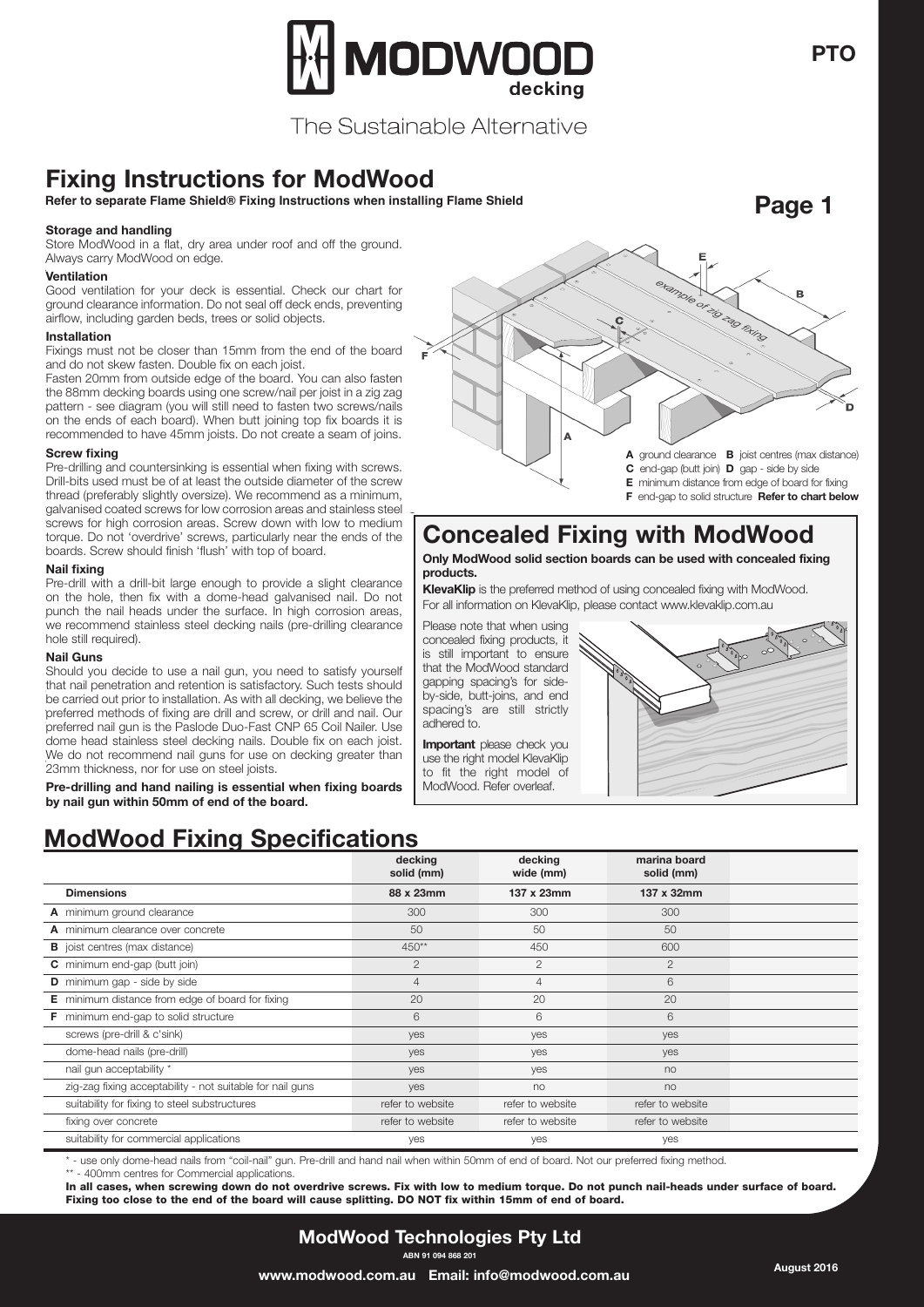# MODWOOD decking

The Sustainable Alternative

PTO

## Fixing Instructions for ModWood

**Refer to separate Flame Shield® Fixing Instructions when installing Flame Shield**

**Page 1**

#### Storage and handling

Store ModWood in a flat, dry area under roof and off the ground. Always carry ModWood on edge.

#### Ventilation

Good ventilation for your deck is essential. Check our chart for ground clearance information. Do not seal off deck ends, preventing airflow, including garden beds, trees or solid objects.

#### Installation

Fixings must not be closer than 15mm from the end of the board and do not skew fasten. Double fix on each joist.

Fasten 20mm from outside edge of the board. You can also fasten the 88mm decking boards using one screw/nail per joist in a zig zag pattern - see diagram (you will still need to fasten two screws/nails on the ends of each board). When butt joining top fix boards it is recommended to have 45mm joists. Do not create a seam of joins.

#### Screw fixing

Pre-drilling and countersinking is essential when fixing with screws. Drill-bits used must be of at least the outside diameter of the screw thread (preferably slightly oversize). We recommend as a minimum, galvanised coated screws for low corrosion areas and stainless steel screws for high corrosion areas. Screw down with low to medium torque. Do not 'overdrive' screws, particularly near the ends of the boards. Screw should finish 'flush' with top of board.

#### Nail fixing

Pre-drill with a drill-bit large enough to provide a slight clearance on the hole, then fix with a dome-head galvanised nail. Do not punch the nail heads under the surface. In high corrosion areas, we recommend stainless steel decking nails (pre-drilling clearance hole still required).

#### Nail Guns

Should you decide to use a nail gun, you need to satisfy yourself that nail penetration and retention is satisfactory. Such tests should be carried out prior to installation. As with all decking, we believe the preferred methods of fixing are drill and screw, or drill and nail. Our preferred nail gun is the Paslode Duo-Fast CNP 65 Coil Nailer. Use dome head stainless steel decking nails. Double fix on each joist. We do not recommend nail guns for use on decking greater than 23mm thickness, nor for use on steel joists.

**Pre-drilling and hand nailing is essential when fixing boards by nail gun within 50mm of end of the board.**

example of zig zag fixing

**A** ground clearance **B** joist centres (max distance)
**C** end-gap (butt join) **D** gap - side by side
**E** minimum distance from edge of board for fixing
**F** end-gap to solid structure **Refer to chart below**

## Concealed Fixing with ModWood

**Only ModWood solid section boards can be used with concealed fixing products.**

**KlevaKlip** is the preferred method of using concealed fixing with ModWood. For all information on KlevaKlip, please contact www.klevaklip.com.au

Please note that when using concealed fixing products, it is still important to ensure that the ModWood standard gapping spacing's for side-by-side, butt-joins, and end spacing's are still strictly adhered to.

**Important** please check you use the right model KlevaKlip to fit the right model of ModWood. Refer overleaf.

## ModWood Fixing Specifications

| | decking solid (mm) | decking wide (mm) | marina board solid (mm) |
|---|---|---|---|
| **Dimensions** | **88 x 23mm** | **137 x 23mm** | **137 x 32mm** |
| **A** minimum ground clearance | 300 | 300 | 300 |
| **A** minimum clearance over concrete | 50 | 50 | 50 |
| **B** joist centres (max distance) | 450** | 450 | 600 |
| **C** minimum end-gap (butt join) | 2 | 2 | 2 |
| **D** minimum gap - side by side | 4 | 4 | 6 |
| **E** minimum distance from edge of board for fixing | 20 | 20 | 20 |
| **F** minimum end-gap to solid structure | 6 | 6 | 6 |
| screws (pre-drill & c'sink) | yes | yes | yes |
| dome-head nails (pre-drill) | yes | yes | yes |
| nail gun acceptability * | yes | yes | no |
| zig-zag fixing acceptability - not suitable for nail guns | yes | no | no |
| suitability for fixing to steel substructures | refer to website | refer to website | refer to website |
| fixing over concrete | refer to website | refer to website | refer to website |
| suitability for commercial applications | yes | yes | yes |

\* - use only dome-head nails from "coil-nail" gun. Pre-drill and hand nail when within 50mm of end of board. Not our preferred fixing method.

\** - 400mm centres for Commercial applications.

**In all cases, when screwing down do not overdrive screws. Fix with low to medium torque. Do not punch nail-heads under surface of board. Fixing too close to the end of the board will cause splitting. DO NOT fix within 15mm of end of board.**

**ModWood Technologies Pty Ltd**
ABN 91 094 868 201
**www.modwood.com.au Email: info@modwood.com.au**

August 2016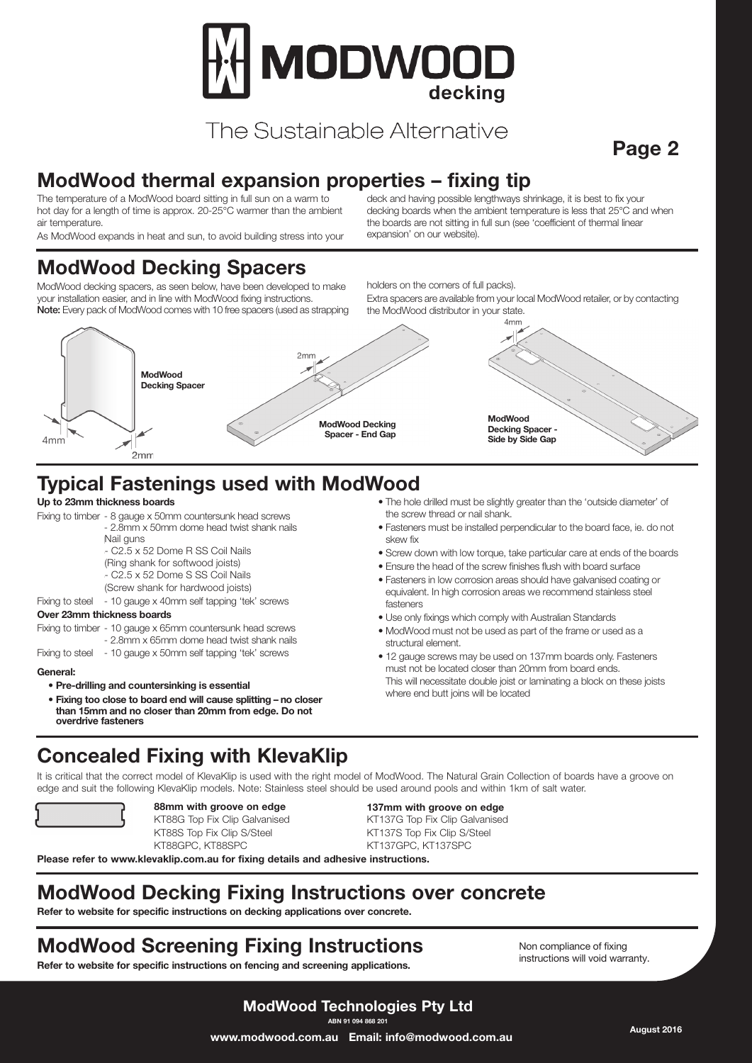# ModWood decking

The Sustainable Alternative

**Page 2**

## ModWood thermal expansion properties – fixing tip

The temperature of a ModWood board sitting in full sun on a warm to hot day for a length of time is approx. 20-25°C warmer than the ambient air temperature.

As ModWood expands in heat and sun, to avoid building stress into your deck and having possible lengthways shrinkage, it is best to fix your decking boards when the ambient temperature is less that 25°C and when the boards are not sitting in full sun (see 'coefficient of thermal linear expansion' on our website).

## ModWood Decking Spacers

ModWood decking spacers, as seen below, have been developed to make your installation easier, and in line with ModWood fixing instructions.

**Note:** Every pack of ModWood comes with 10 free spacers (used as strapping holders on the corners of full packs).

Extra spacers are available from your local ModWood retailer, or by contacting the ModWood distributor in your state.

ModWood Decking Spacer

4mm

2mm

ModWood Decking Spacer - End Gap

2mm

ModWood Decking Spacer - Side by Side Gap

4mm

## Typical Fastenings used with ModWood

**Up to 23mm thickness boards**

Fixing to timber
- 8 gauge x 50mm countersunk head screws
- 2.8mm x 50mm dome head twist shank nails

Nail guns
- C2.5 x 52 Dome R SS Coil Nails (Ring shank for softwood joists)
- C2.5 x 52 Dome S SS Coil Nails (Screw shank for hardwood joists)

Fixing to steel - 10 gauge x 40mm self tapping 'tek' screws

**Over 23mm thickness boards**

Fixing to timber
- 10 gauge x 65mm countersunk head screws
- 2.8mm x 65mm dome head twist shank nails

Fixing to steel - 10 gauge x 50mm self tapping 'tek' screws

**General:**

- **Pre-drilling and countersinking is essential**
- **Fixing too close to board end will cause splitting – no closer than 15mm and no closer than 20mm from edge. Do not overdrive fasteners**
- The hole drilled must be slightly greater than the 'outside diameter' of the screw thread or nail shank.
- Fasteners must be installed perpendicular to the board face, ie. do not skew fix
- Screw down with low torque, take particular care at ends of the boards
- Ensure the head of the screw finishes flush with board surface
- Fasteners in low corrosion areas should have galvanised coating or equivalent. In high corrosion areas we recommend stainless steel fasteners
- Use only fixings which comply with Australian Standards
- ModWood must not be used as part of the frame or used as a structural element.
- 12 gauge screws may be used on 137mm boards only. Fasteners must not be located closer than 20mm from board ends. This will necessitate double joist or laminating a block on these joists where end butt joins will be located

## Concealed Fixing with KlevaKlip

It is critical that the correct model of KlevaKlip is used with the right model of ModWood. The Natural Grain Collection of boards have a groove on edge and suit the following KlevaKlip models. Note: Stainless steel should be used around pools and within 1km of salt water.

**88mm with groove on edge**
KT88G Top Fix Clip Galvanised
KT88S Top Fix Clip S/Steel
KT88GPC, KT88SPC

**137mm with groove on edge**
KT137G Top Fix Clip Galvanised
KT137S Top Fix Clip S/Steel
KT137GPC, KT137SPC

**Please refer to www.klevaklip.com.au for fixing details and adhesive instructions.**

## ModWood Decking Fixing Instructions over concrete

**Refer to website for specific instructions on decking applications over concrete.**

## ModWood Screening Fixing Instructions

**Refer to website for specific instructions on fencing and screening applications.**

Non compliance of fixing instructions will void warranty.

**ModWood Technologies Pty Ltd**

ABN 91 094 868 201

**www.modwood.com.au Email: info@modwood.com.au**

August 2016